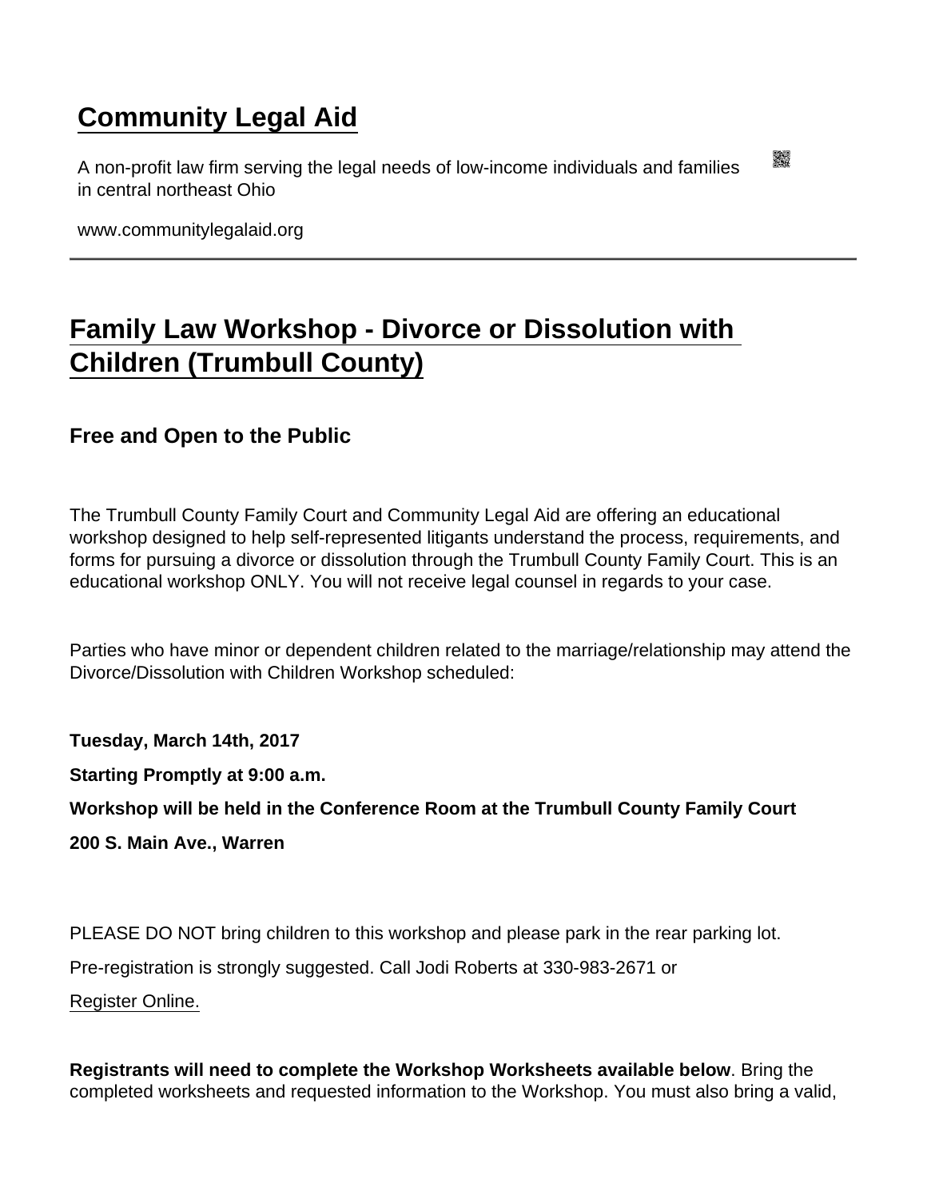# [Community Legal Aid](http://www.communitylegalaid.org)

A non-profit law firm serving the legal needs of low-income individuals and families in central northeast Ohio

www.communitylegalaid.org

---

## Family Law Workshop - Divorce or Dissolution with Children (Trumbull County)

### Free and Open to the Public

The Trumbull County Family Court and Community Legal Aid are offering an educational workshop designed to help self-represented litigants understand the process, requirements, and forms for pursuing a divorce or dissolution through the Trumbull County Family Court. This is an educational workshop ONLY. You will not receive legal counsel in regards to your case.

Parties who have minor or dependent children related to the marriage/relationship may attend the Divorce/Dissolution with Children Workshop scheduled:

**Tuesday, March 14th, 2017**

**Starting Promptly at 9:00 a.m.**

**Workshop will be held in the Conference Room at the Trumbull County Family Court**

**200 S. Main Ave., Warren**

PLEASE DO NOT bring children to this workshop and please park in the rear parking lot.

Pre-registration is strongly suggested. Call Jodi Roberts at 330-983-2671 or

Register Online.

**Registrants will need to complete the Workshop Worksheets available below**. Bring the completed worksheets and requested information to the Workshop. You must also bring a valid,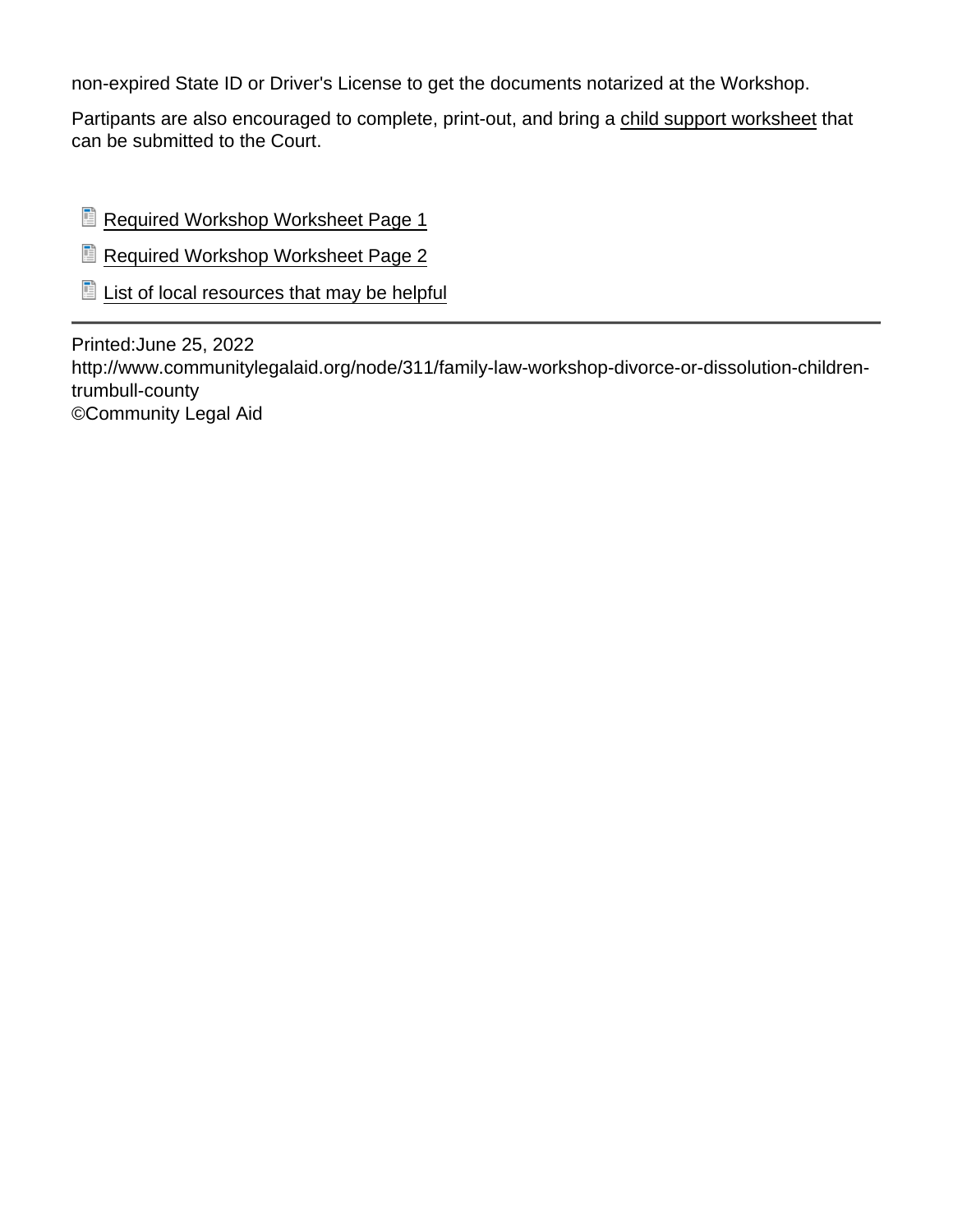non-expired State ID or Driver's License to get the documents notarized at the Workshop.

Partipants are also encouraged to complete, print-out, and bring a child support worksheet that can be submitted to the Court.

- Required Workshop Worksheet Page 1
- Required Workshop Worksheet Page 2
- List of local resources that may be helpful

---

Printed:June 25, 2022
http://www.communitylegalaid.org/node/311/family-law-workshop-divorce-or-dissolution-children-trumbull-county
©Community Legal Aid